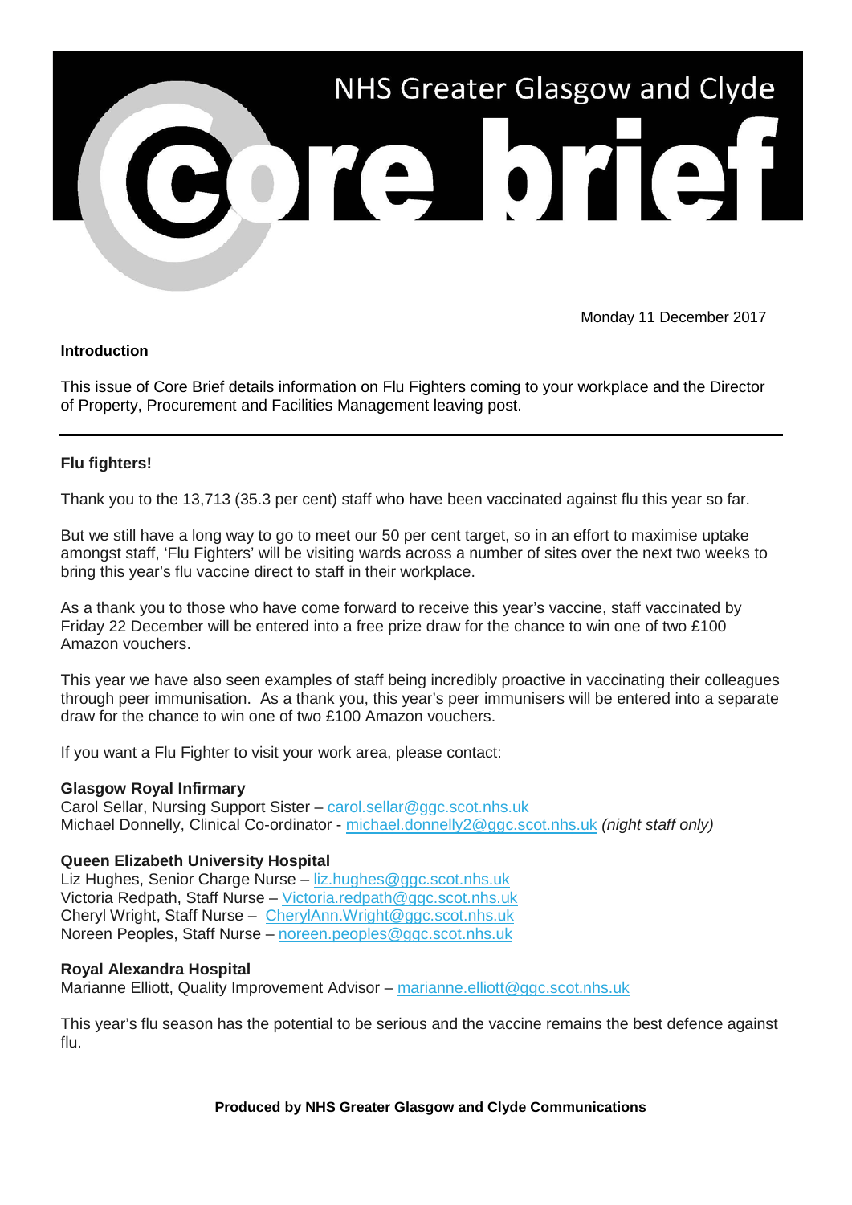# NHS Greater Glasgow and Clyde Core brief

Monday 11 December 2017

**Introduction**

This issue of Core Brief details information on Flu Fighters coming to your workplace and the Director of Property, Procurement and Facilities Management leaving post.

---

**Flu fighters!**

Thank you to the 13,713 (35.3 per cent) staff who have been vaccinated against flu this year so far.

But we still have a long way to go to meet our 50 per cent target, so in an effort to maximise uptake amongst staff, 'Flu Fighters' will be visiting wards across a number of sites over the next two weeks to bring this year's flu vaccine direct to staff in their workplace.

As a thank you to those who have come forward to receive this year's vaccine, staff vaccinated by Friday 22 December will be entered into a free prize draw for the chance to win one of two £100 Amazon vouchers.

This year we have also seen examples of staff being incredibly proactive in vaccinating their colleagues through peer immunisation. As a thank you, this year's peer immunisers will be entered into a separate draw for the chance to win one of two £100 Amazon vouchers.

If you want a Flu Fighter to visit your work area, please contact:

**Glasgow Royal Infirmary**
Carol Sellar, Nursing Support Sister – carol.sellar@ggc.scot.nhs.uk
Michael Donnelly, Clinical Co-ordinator - michael.donnelly2@ggc.scot.nhs.uk *(night staff only)*

**Queen Elizabeth University Hospital**
Liz Hughes, Senior Charge Nurse – liz.hughes@ggc.scot.nhs.uk
Victoria Redpath, Staff Nurse – Victoria.redpath@ggc.scot.nhs.uk
Cheryl Wright, Staff Nurse – CherylAnn.Wright@ggc.scot.nhs.uk
Noreen Peoples, Staff Nurse – noreen.peoples@ggc.scot.nhs.uk

**Royal Alexandra Hospital**
Marianne Elliott, Quality Improvement Advisor – marianne.elliott@ggc.scot.nhs.uk

This year's flu season has the potential to be serious and the vaccine remains the best defence against flu.

**Produced by NHS Greater Glasgow and Clyde Communications**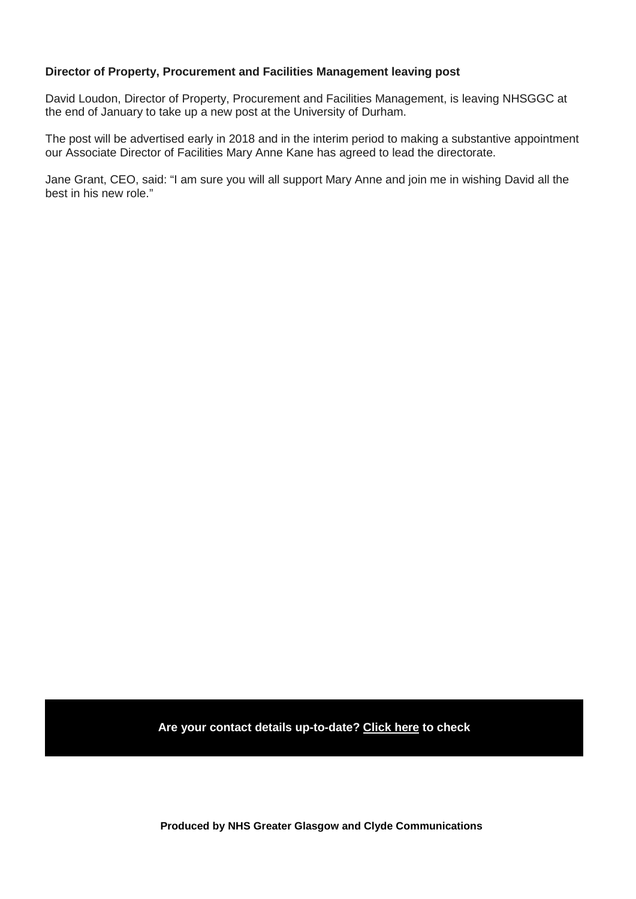**Director of Property, Procurement and Facilities Management leaving post**

David Loudon, Director of Property, Procurement and Facilities Management, is leaving NHSGGC at the end of January to take up a new post at the University of Durham.

The post will be advertised early in 2018 and in the interim period to making a substantive appointment our Associate Director of Facilities Mary Anne Kane has agreed to lead the directorate.

Jane Grant, CEO, said: "I am sure you will all support Mary Anne and join me in wishing David all the best in his new role."

**Are your contact details up-to-date? Click here to check**

**Produced by NHS Greater Glasgow and Clyde Communications**